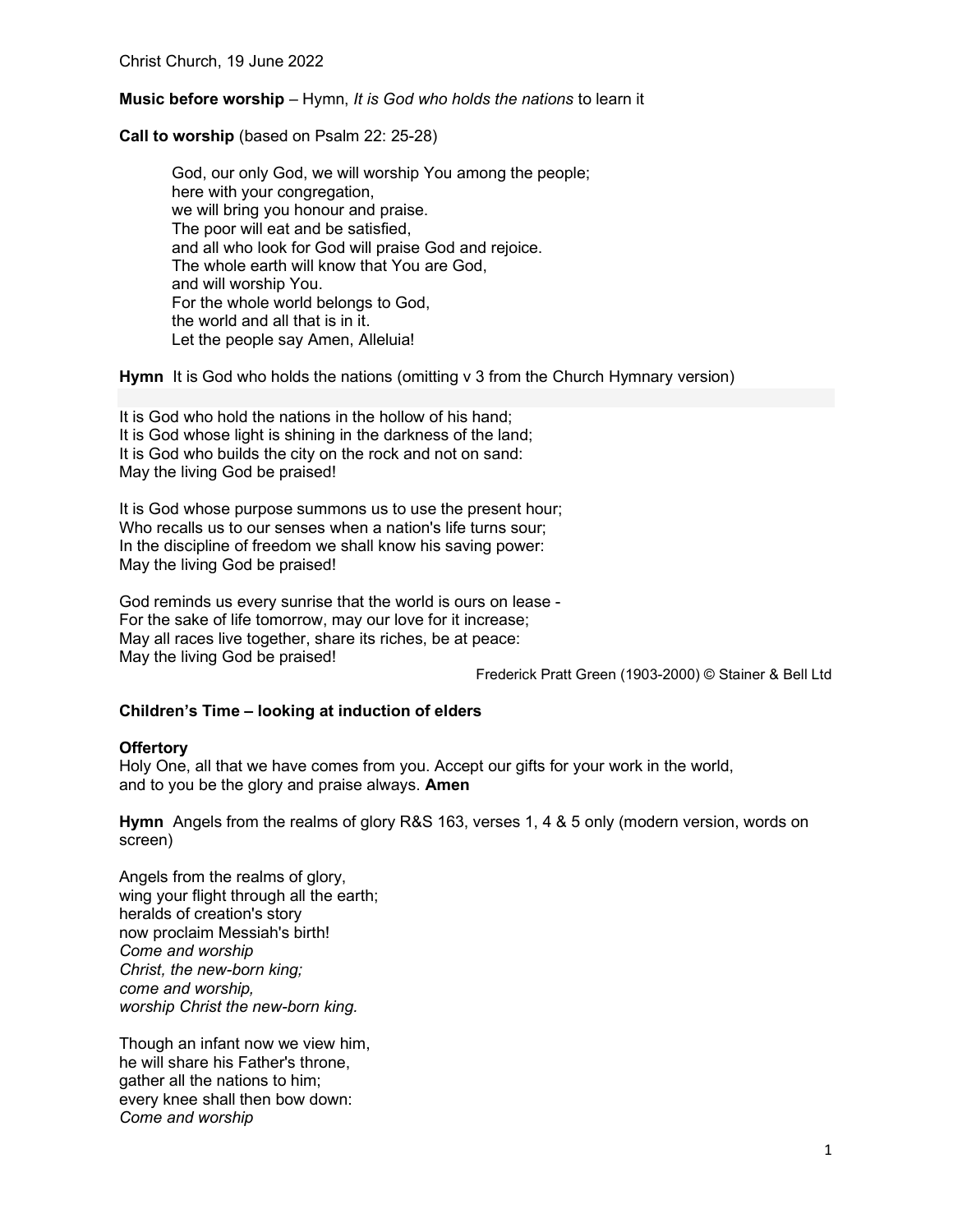Christ Church, 19 June 2022

**Music before worship** – Hymn, *It is God who holds the nations* to learn it

**Call to worship** (based on Psalm 22: 25-28)

> God, our only God, we will worship You among the people;
> here with your congregation,
> we will bring you honour and praise.
> The poor will eat and be satisfied,
> and all who look for God will praise God and rejoice.
> The whole earth will know that You are God,
> and will worship You.
> For the whole world belongs to God,
> the world and all that is in it.
> Let the people say Amen, Alleluia!

**Hymn** It is God who holds the nations (omitting v 3 from the Church Hymnary version)

It is God who hold the nations in the hollow of his hand;
It is God whose light is shining in the darkness of the land;
It is God who builds the city on the rock and not on sand:
May the living God be praised!

It is God whose purpose summons us to use the present hour;
Who recalls us to our senses when a nation's life turns sour;
In the discipline of freedom we shall know his saving power:
May the living God be praised!

God reminds us every sunrise that the world is ours on lease -
For the sake of life tomorrow, may our love for it increase;
May all races live together, share its riches, be at peace:
May the living God be praised!

Frederick Pratt Green (1903-2000) © Stainer & Bell Ltd

**Children's Time – looking at induction of elders**

**Offertory**
Holy One, all that we have comes from you. Accept our gifts for your work in the world, and to you be the glory and praise always. **Amen**

**Hymn** Angels from the realms of glory R&S 163, verses 1, 4 & 5 only (modern version, words on screen)

Angels from the realms of glory,
wing your flight through all the earth;
heralds of creation's story
now proclaim Messiah's birth!
*Come and worship*
*Christ, the new-born king;*
*come and worship,*
*worship Christ the new-born king.*

Though an infant now we view him,
he will share his Father's throne,
gather all the nations to him;
every knee shall then bow down:
*Come and worship*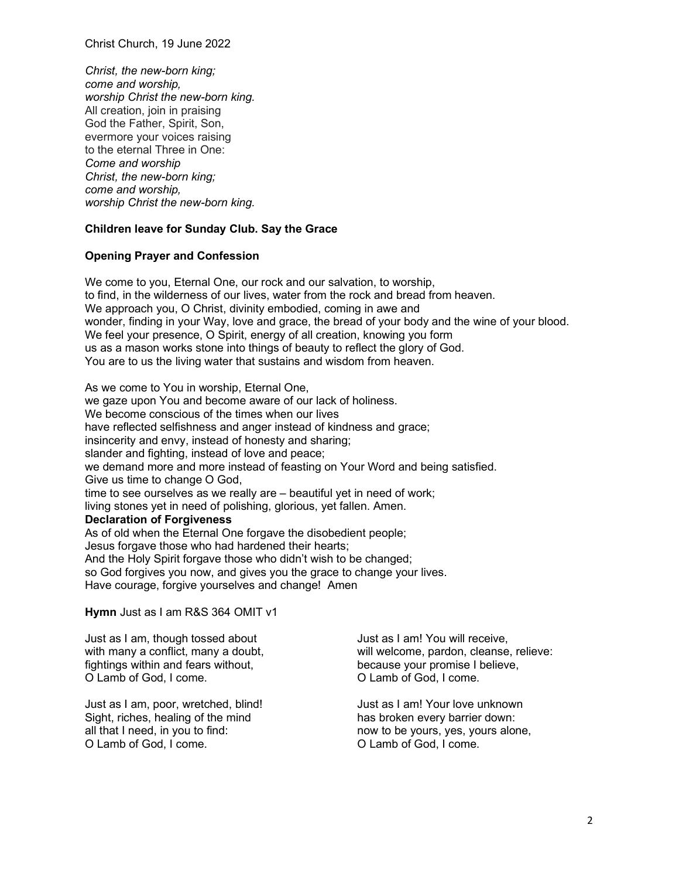*Christ, the new-born king;*
*come and worship,*
*worship Christ the new-born king.*
All creation, join in praising
God the Father, Spirit, Son,
evermore your voices raising
to the eternal Three in One:
*Come and worship*
*Christ, the new-born king;*
*come and worship,*
*worship Christ the new-born king.*

**Children leave for Sunday Club. Say the Grace**

**Opening Prayer and Confession**

We come to you, Eternal One, our rock and our salvation, to worship,
to find, in the wilderness of our lives, water from the rock and bread from heaven.
We approach you, O Christ, divinity embodied, coming in awe and
wonder, finding in your Way, love and grace, the bread of your body and the wine of your blood.
We feel your presence, O Spirit, energy of all creation, knowing you form
us as a mason works stone into things of beauty to reflect the glory of God.
You are to us the living water that sustains and wisdom from heaven.

As we come to You in worship, Eternal One,
we gaze upon You and become aware of our lack of holiness.
We become conscious of the times when our lives
have reflected selfishness and anger instead of kindness and grace;
insincerity and envy, instead of honesty and sharing;
slander and fighting, instead of love and peace;
we demand more and more instead of feasting on Your Word and being satisfied.
Give us time to change O God,
time to see ourselves as we really are – beautiful yet in need of work;
living stones yet in need of polishing, glorious, yet fallen. Amen.

**Declaration of Forgiveness**

As of old when the Eternal One forgave the disobedient people;
Jesus forgave those who had hardened their hearts;
And the Holy Spirit forgave those who didn't wish to be changed;
so God forgives you now, and gives you the grace to change your lives.
Have courage, forgive yourselves and change! Amen

**Hymn** Just as I am R&S 364 OMIT v1

Just as I am, though tossed about
with many a conflict, many a doubt,
fightings within and fears without,
O Lamb of God, I come.

Just as I am, poor, wretched, blind!
Sight, riches, healing of the mind
all that I need, in you to find:
O Lamb of God, I come.

Just as I am! You will receive,
will welcome, pardon, cleanse, relieve:
because your promise I believe,
O Lamb of God, I come.

Just as I am! Your love unknown
has broken every barrier down:
now to be yours, yes, yours alone,
O Lamb of God, I come.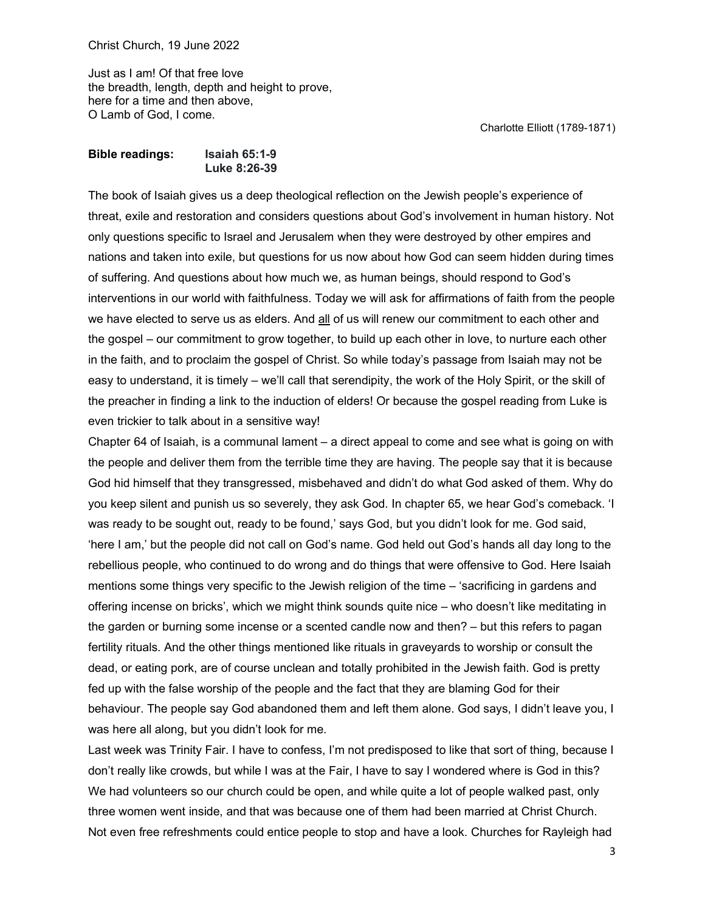Christ Church, 19 June 2022

Just as I am! Of that free love  
the breadth, length, depth and height to prove,  
here for a time and then above,  
O Lamb of God, I come.

Charlotte Elliott (1789-1871)

**Bible readings: Isaiah 65:1-9**  
**Luke 8:26-39**

The book of Isaiah gives us a deep theological reflection on the Jewish people's experience of threat, exile and restoration and considers questions about God's involvement in human history. Not only questions specific to Israel and Jerusalem when they were destroyed by other empires and nations and taken into exile, but questions for us now about how God can seem hidden during times of suffering. And questions about how much we, as human beings, should respond to God's interventions in our world with faithfulness. Today we will ask for affirmations of faith from the people we have elected to serve us as elders. And all of us will renew our commitment to each other and the gospel – our commitment to grow together, to build up each other in love, to nurture each other in the faith, and to proclaim the gospel of Christ. So while today's passage from Isaiah may not be easy to understand, it is timely – we'll call that serendipity, the work of the Holy Spirit, or the skill of the preacher in finding a link to the induction of elders! Or because the gospel reading from Luke is even trickier to talk about in a sensitive way!

Chapter 64 of Isaiah, is a communal lament – a direct appeal to come and see what is going on with the people and deliver them from the terrible time they are having. The people say that it is because God hid himself that they transgressed, misbehaved and didn't do what God asked of them. Why do you keep silent and punish us so severely, they ask God. In chapter 65, we hear God's comeback. 'I was ready to be sought out, ready to be found,' says God, but you didn't look for me. God said, 'here I am,' but the people did not call on God's name. God held out God's hands all day long to the rebellious people, who continued to do wrong and do things that were offensive to God. Here Isaiah mentions some things very specific to the Jewish religion of the time – 'sacrificing in gardens and offering incense on bricks', which we might think sounds quite nice – who doesn't like meditating in the garden or burning some incense or a scented candle now and then? – but this refers to pagan fertility rituals. And the other things mentioned like rituals in graveyards to worship or consult the dead, or eating pork, are of course unclean and totally prohibited in the Jewish faith. God is pretty fed up with the false worship of the people and the fact that they are blaming God for their behaviour. The people say God abandoned them and left them alone. God says, I didn't leave you, I was here all along, but you didn't look for me.

Last week was Trinity Fair. I have to confess, I'm not predisposed to like that sort of thing, because I don't really like crowds, but while I was at the Fair, I have to say I wondered where is God in this? We had volunteers so our church could be open, and while quite a lot of people walked past, only three women went inside, and that was because one of them had been married at Christ Church. Not even free refreshments could entice people to stop and have a look. Churches for Rayleigh had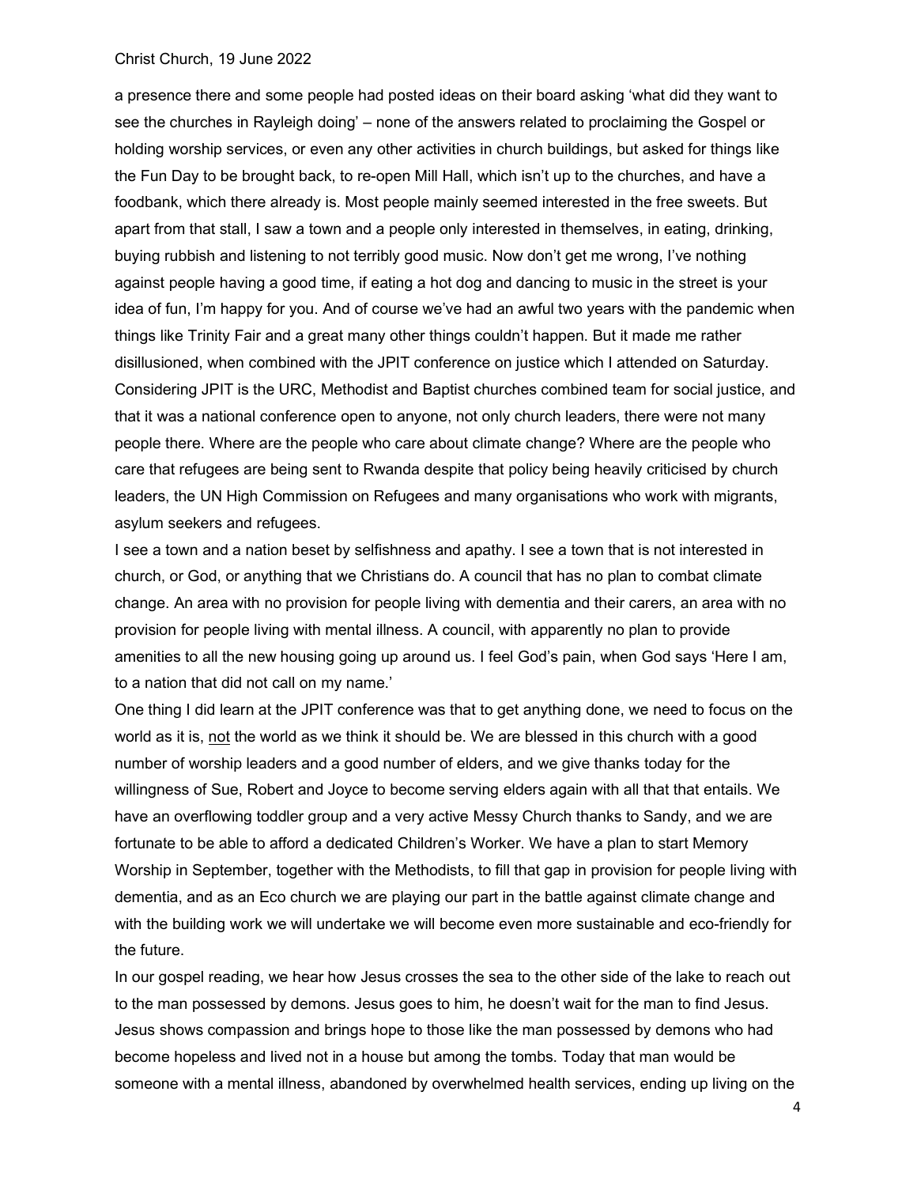a presence there and some people had posted ideas on their board asking 'what did they want to see the churches in Rayleigh doing' – none of the answers related to proclaiming the Gospel or holding worship services, or even any other activities in church buildings, but asked for things like the Fun Day to be brought back, to re-open Mill Hall, which isn't up to the churches, and have a foodbank, which there already is. Most people mainly seemed interested in the free sweets. But apart from that stall, I saw a town and a people only interested in themselves, in eating, drinking, buying rubbish and listening to not terribly good music. Now don't get me wrong, I've nothing against people having a good time, if eating a hot dog and dancing to music in the street is your idea of fun, I'm happy for you. And of course we've had an awful two years with the pandemic when things like Trinity Fair and a great many other things couldn't happen. But it made me rather disillusioned, when combined with the JPIT conference on justice which I attended on Saturday. Considering JPIT is the URC, Methodist and Baptist churches combined team for social justice, and that it was a national conference open to anyone, not only church leaders, there were not many people there. Where are the people who care about climate change? Where are the people who care that refugees are being sent to Rwanda despite that policy being heavily criticised by church leaders, the UN High Commission on Refugees and many organisations who work with migrants, asylum seekers and refugees.

I see a town and a nation beset by selfishness and apathy. I see a town that is not interested in church, or God, or anything that we Christians do. A council that has no plan to combat climate change. An area with no provision for people living with dementia and their carers, an area with no provision for people living with mental illness. A council, with apparently no plan to provide amenities to all the new housing going up around us. I feel God's pain, when God says 'Here I am, to a nation that did not call on my name.'

One thing I did learn at the JPIT conference was that to get anything done, we need to focus on the world as it is, <u>not</u> the world as we think it should be. We are blessed in this church with a good number of worship leaders and a good number of elders, and we give thanks today for the willingness of Sue, Robert and Joyce to become serving elders again with all that that entails. We have an overflowing toddler group and a very active Messy Church thanks to Sandy, and we are fortunate to be able to afford a dedicated Children's Worker. We have a plan to start Memory Worship in September, together with the Methodists, to fill that gap in provision for people living with dementia, and as an Eco church we are playing our part in the battle against climate change and with the building work we will undertake we will become even more sustainable and eco-friendly for the future.

In our gospel reading, we hear how Jesus crosses the sea to the other side of the lake to reach out to the man possessed by demons. Jesus goes to him, he doesn't wait for the man to find Jesus. Jesus shows compassion and brings hope to those like the man possessed by demons who had become hopeless and lived not in a house but among the tombs. Today that man would be someone with a mental illness, abandoned by overwhelmed health services, ending up living on the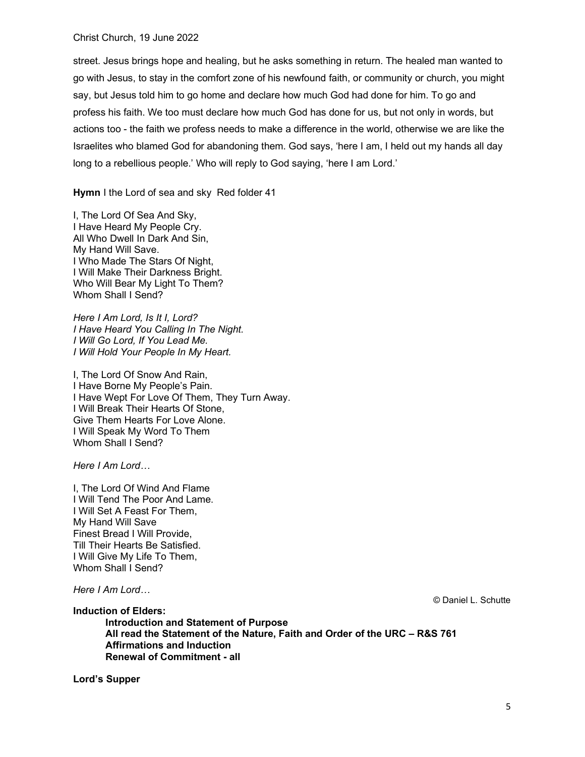street. Jesus brings hope and healing, but he asks something in return. The healed man wanted to go with Jesus, to stay in the comfort zone of his newfound faith, or community or church, you might say, but Jesus told him to go home and declare how much God had done for him. To go and profess his faith. We too must declare how much God has done for us, but not only in words, but actions too - the faith we profess needs to make a difference in the world, otherwise we are like the Israelites who blamed God for abandoning them. God says, 'here I am, I held out my hands all day long to a rebellious people.' Who will reply to God saying, 'here I am Lord.'

**Hymn** I the Lord of sea and sky Red folder 41

I, The Lord Of Sea And Sky,
I Have Heard My People Cry.
All Who Dwell In Dark And Sin,
My Hand Will Save.
I Who Made The Stars Of Night,
I Will Make Their Darkness Bright.
Who Will Bear My Light To Them?
Whom Shall I Send?

*Here I Am Lord, Is It I, Lord?*
*I Have Heard You Calling In The Night.*
*I Will Go Lord, If You Lead Me.*
*I Will Hold Your People In My Heart.*

I, The Lord Of Snow And Rain,
I Have Borne My People's Pain.
I Have Wept For Love Of Them, They Turn Away.
I Will Break Their Hearts Of Stone,
Give Them Hearts For Love Alone.
I Will Speak My Word To Them
Whom Shall I Send?

*Here I Am Lord…*

I, The Lord Of Wind And Flame
I Will Tend The Poor And Lame.
I Will Set A Feast For Them,
My Hand Will Save
Finest Bread I Will Provide,
Till Their Hearts Be Satisfied.
I Will Give My Life To Them,
Whom Shall I Send?

*Here I Am Lord…*

© Daniel L. Schutte

**Induction of Elders:**

**Introduction and Statement of Purpose**
**All read the Statement of the Nature, Faith and Order of the URC – R&S 761**
**Affirmations and Induction**
**Renewal of Commitment - all**

**Lord's Supper**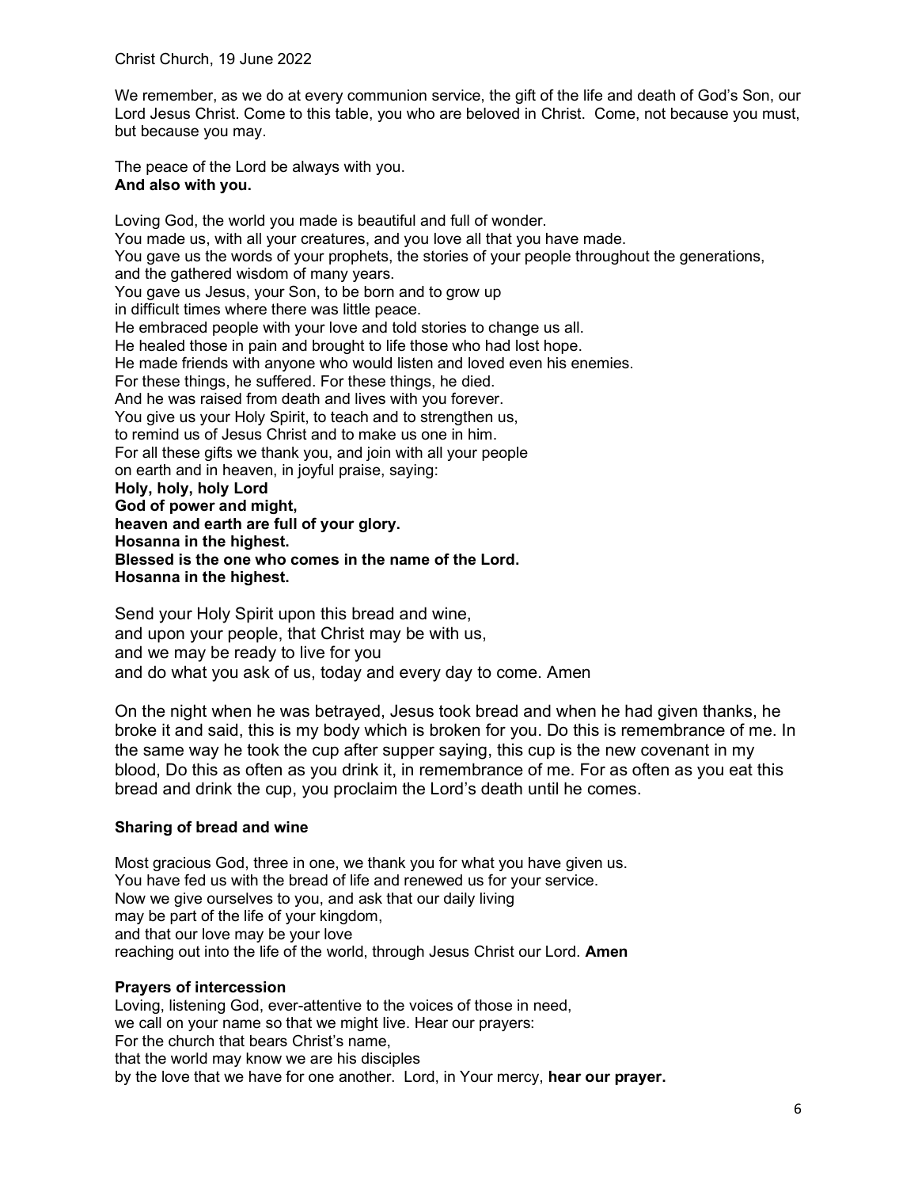We remember, as we do at every communion service, the gift of the life and death of God's Son, our Lord Jesus Christ. Come to this table, you who are beloved in Christ. Come, not because you must, but because you may.

The peace of the Lord be always with you.
**And also with you.**

Loving God, the world you made is beautiful and full of wonder.
You made us, with all your creatures, and you love all that you have made.
You gave us the words of your prophets, the stories of your people throughout the generations,
and the gathered wisdom of many years.
You gave us Jesus, your Son, to be born and to grow up
in difficult times where there was little peace.
He embraced people with your love and told stories to change us all.
He healed those in pain and brought to life those who had lost hope.
He made friends with anyone who would listen and loved even his enemies.
For these things, he suffered. For these things, he died.
And he was raised from death and lives with you forever.
You give us your Holy Spirit, to teach and to strengthen us,
to remind us of Jesus Christ and to make us one in him.
For all these gifts we thank you, and join with all your people
on earth and in heaven, in joyful praise, saying:
**Holy, holy, holy Lord**
**God of power and might,**
**heaven and earth are full of your glory.**
**Hosanna in the highest.**
**Blessed is the one who comes in the name of the Lord.**
**Hosanna in the highest.**

Send your Holy Spirit upon this bread and wine,
and upon your people, that Christ may be with us,
and we may be ready to live for you
and do what you ask of us, today and every day to come. Amen

On the night when he was betrayed, Jesus took bread and when he had given thanks, he broke it and said, this is my body which is broken for you. Do this is remembrance of me. In the same way he took the cup after supper saying, this cup is the new covenant in my blood, Do this as often as you drink it, in remembrance of me. For as often as you eat this bread and drink the cup, you proclaim the Lord's death until he comes.

**Sharing of bread and wine**

Most gracious God, three in one, we thank you for what you have given us.
You have fed us with the bread of life and renewed us for your service.
Now we give ourselves to you, and ask that our daily living
may be part of the life of your kingdom,
and that our love may be your love
reaching out into the life of the world, through Jesus Christ our Lord. **Amen**

**Prayers of intercession**

Loving, listening God, ever-attentive to the voices of those in need,
we call on your name so that we might live. Hear our prayers:
For the church that bears Christ's name,
that the world may know we are his disciples
by the love that we have for one another. Lord, in Your mercy, **hear our prayer.**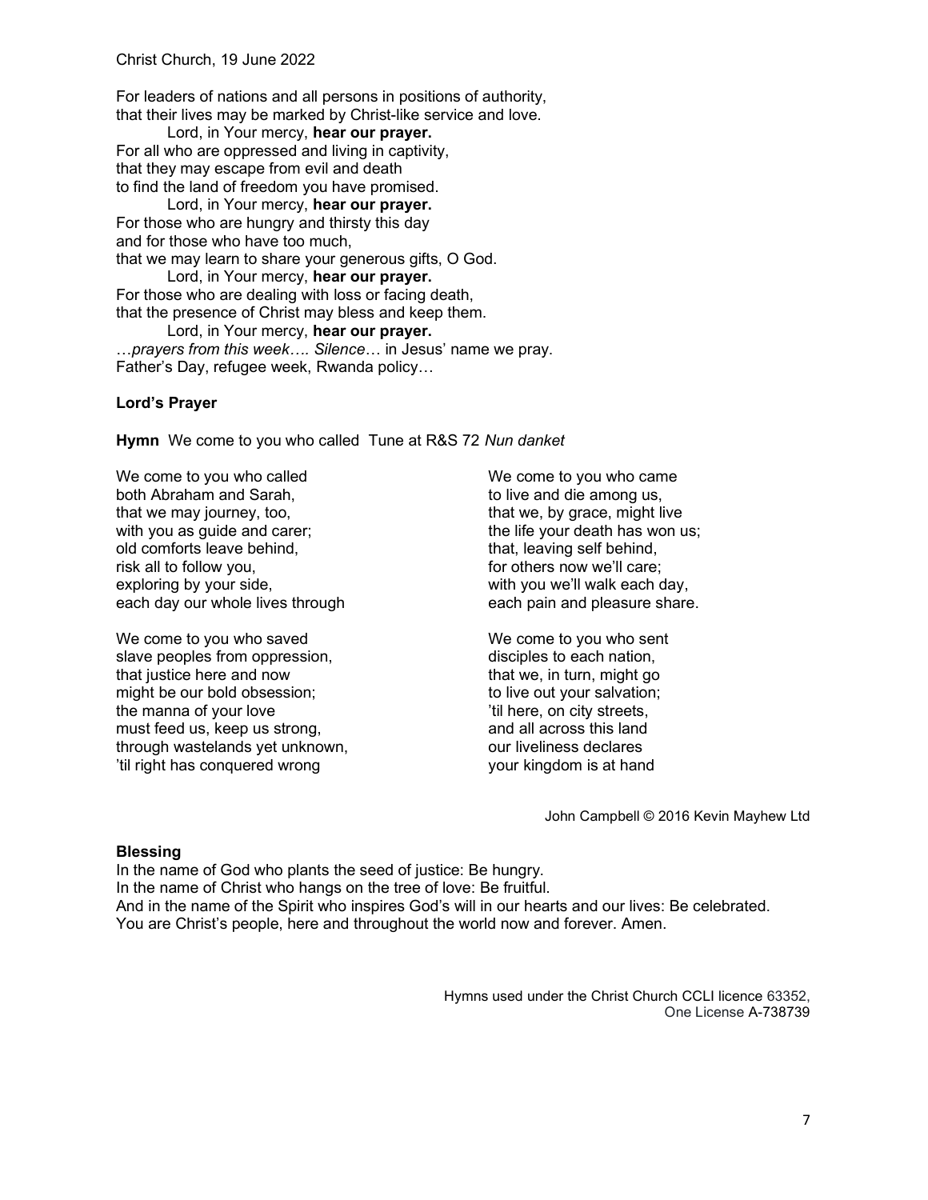For leaders of nations and all persons in positions of authority,
that their lives may be marked by Christ-like service and love.
Lord, in Your mercy, **hear our prayer.**
For all who are oppressed and living in captivity,
that they may escape from evil and death
to find the land of freedom you have promised.
Lord, in Your mercy, **hear our prayer.**
For those who are hungry and thirsty this day
and for those who have too much,
that we may learn to share your generous gifts, O God.
Lord, in Your mercy, **hear our prayer.**
For those who are dealing with loss or facing death,
that the presence of Christ may bless and keep them.
Lord, in Your mercy, **hear our prayer.**
…*prayers from this week…. Silence*… in Jesus' name we pray.
Father's Day, refugee week, Rwanda policy…

**Lord's Prayer**

**Hymn** We come to you who called Tune at R&S 72 *Nun danket*

We come to you who called
both Abraham and Sarah,
that we may journey, too,
with you as guide and carer;
old comforts leave behind,
risk all to follow you,
exploring by your side,
each day our whole lives through

We come to you who saved
slave peoples from oppression,
that justice here and now
might be our bold obsession;
the manna of your love
must feed us, keep us strong,
through wastelands yet unknown,
'til right has conquered wrong

We come to you who came
to live and die among us,
that we, by grace, might live
the life your death has won us;
that, leaving self behind,
for others now we'll care;
with you we'll walk each day,
each pain and pleasure share.

We come to you who sent
disciples to each nation,
that we, in turn, might go
to live out your salvation;
'til here, on city streets,
and all across this land
our liveliness declares
your kingdom is at hand

John Campbell © 2016 Kevin Mayhew Ltd

**Blessing**

In the name of God who plants the seed of justice: Be hungry.
In the name of Christ who hangs on the tree of love: Be fruitful.
And in the name of the Spirit who inspires God's will in our hearts and our lives: Be celebrated.
You are Christ's people, here and throughout the world now and forever. Amen.

Hymns used under the Christ Church CCLI licence 63352,
One License A-738739